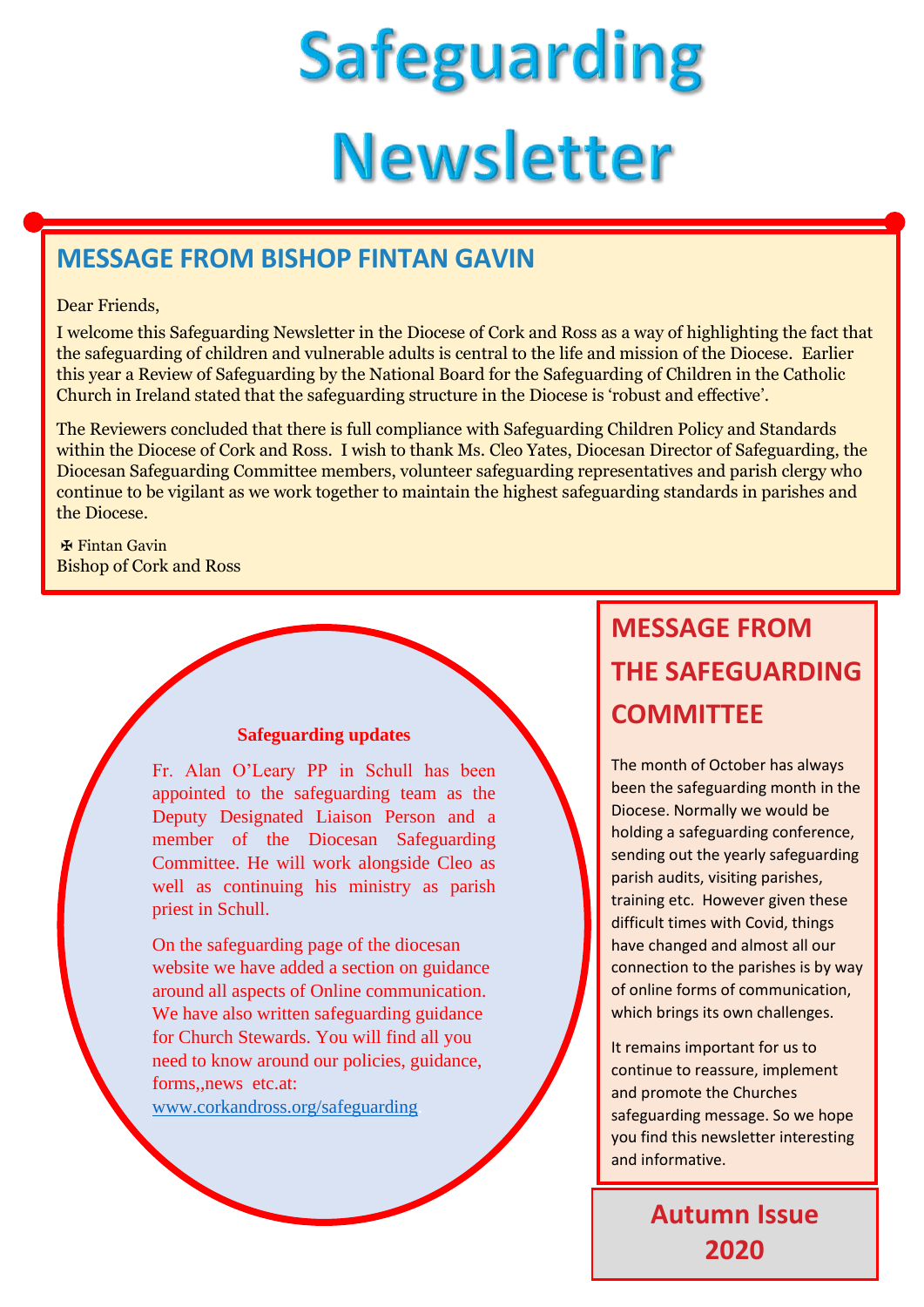# Safeguarding Newsletter

## MESSAGE FROM BISHOP FINTAN GAVIN

Dear Friends,

I welcome this Safeguarding Newsletter in the Diocese of Cork and Ross as a way of highlighting the fact that the safeguarding of children and vulnerable adults is central to the life and mission of the Diocese. Earlier this year a Review of Safeguarding by the National Board for the Safeguarding of Children in the Catholic Church in Ireland stated that the safeguarding structure in the Diocese is 'robust and effective'.

The Reviewers concluded that there is full compliance with Safeguarding Children Policy and Standards within the Diocese of Cork and Ross. I wish to thank Ms. Cleo Yates, Diocesan Director of Safeguarding, the Diocesan Safeguarding Committee members, volunteer safeguarding representatives and parish clergy who continue to be vigilant as we work together to maintain the highest safeguarding standards in parishes and the Diocese.

✠ Fintan Gavin
Bishop of Cork and Ross

**Safeguarding updates**

Fr. Alan O'Leary PP in Schull has been appointed to the safeguarding team as the Deputy Designated Liaison Person and a member of the Diocesan Safeguarding Committee. He will work alongside Cleo as well as continuing his ministry as parish priest in Schull.

On the safeguarding page of the diocesan website we have added a section on guidance around all aspects of Online communication. We have also written safeguarding guidance for Church Stewards. You will find all you need to know around our policies, guidance, forms,,news etc.at: www.corkandross.org/safeguarding

## MESSAGE FROM THE SAFEGUARDING COMMITTEE

The month of October has always been the safeguarding month in the Diocese. Normally we would be holding a safeguarding conference, sending out the yearly safeguarding parish audits, visiting parishes, training etc. However given these difficult times with Covid, things have changed and almost all our connection to the parishes is by way of online forms of communication, which brings its own challenges.

It remains important for us to continue to reassure, implement and promote the Churches safeguarding message. So we hope you find this newsletter interesting and informative.

**Autumn Issue 2020**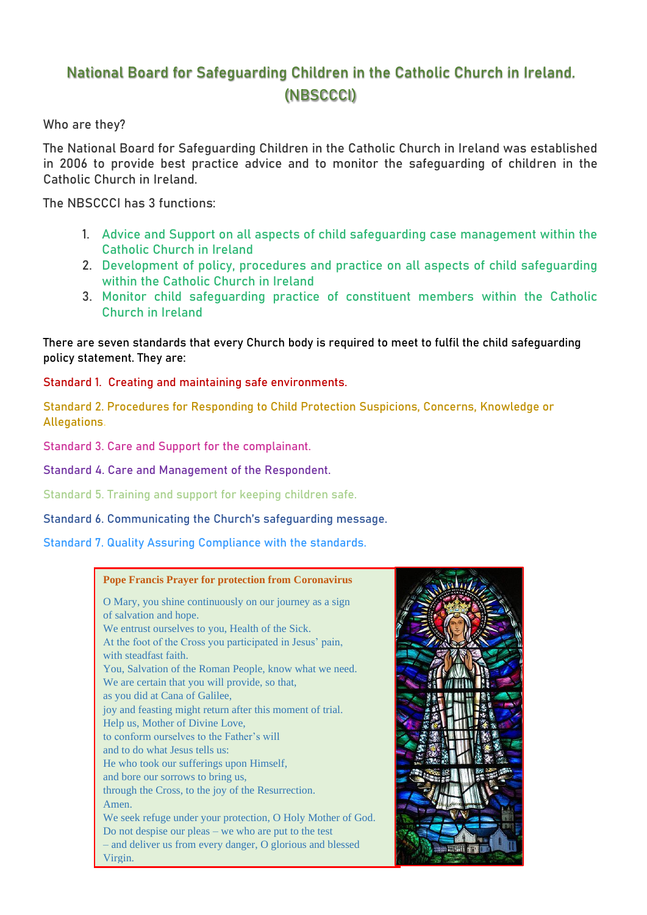# National Board for Safeguarding Children in the Catholic Church in Ireland. (NBSCCCI)

Who are they?

The National Board for Safeguarding Children in the Catholic Church in Ireland was established in 2006 to provide best practice advice and to monitor the safeguarding of children in the Catholic Church in Ireland.

The NBSCCCI has 3 functions:

1. Advice and Support on all aspects of child safeguarding case management within the Catholic Church in Ireland
2. Development of policy, procedures and practice on all aspects of child safeguarding within the Catholic Church in Ireland
3. Monitor child safeguarding practice of constituent members within the Catholic Church in Ireland

There are seven standards that every Church body is required to meet to fulfil the child safeguarding policy statement. They are:

Standard 1. Creating and maintaining safe environments.

Standard 2. Procedures for Responding to Child Protection Suspicions, Concerns, Knowledge or Allegations.

Standard 3. Care and Support for the complainant.

Standard 4. Care and Management of the Respondent.

Standard 5. Training and support for keeping children safe.

Standard 6. Communicating the Church's safeguarding message.

Standard 7. Quality Assuring Compliance with the standards.

**Pope Francis Prayer for protection from Coronavirus**

O Mary, you shine continuously on our journey as a sign of salvation and hope.
We entrust ourselves to you, Health of the Sick.
At the foot of the Cross you participated in Jesus' pain, with steadfast faith.
You, Salvation of the Roman People, know what we need.
We are certain that you will provide, so that,
as you did at Cana of Galilee,
joy and feasting might return after this moment of trial.
Help us, Mother of Divine Love,
to conform ourselves to the Father's will
and to do what Jesus tells us:
He who took our sufferings upon Himself,
and bore our sorrows to bring us,
through the Cross, to the joy of the Resurrection.
Amen.
We seek refuge under your protection, O Holy Mother of God.
Do not despise our pleas – we who are put to the test
– and deliver us from every danger, O glorious and blessed Virgin.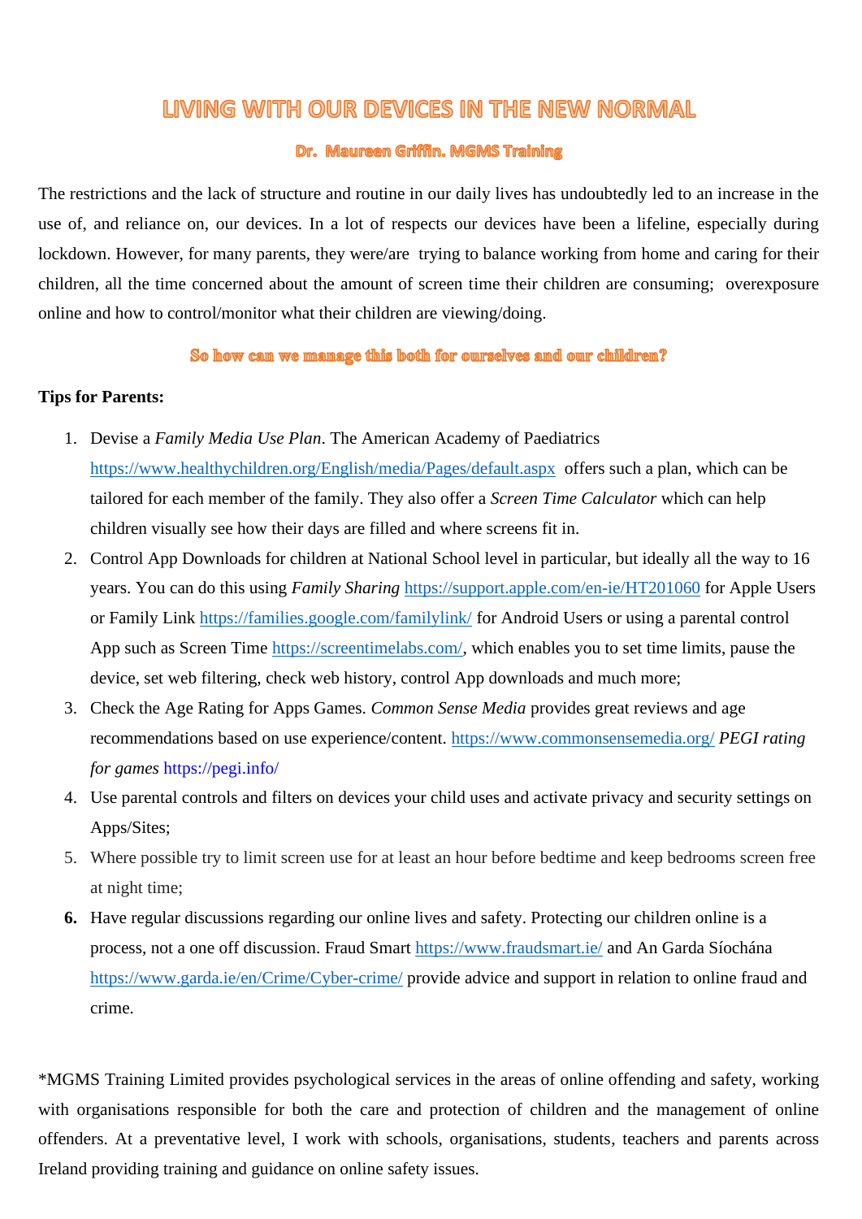# LIVING WITH OUR DEVICES IN THE NEW NORMAL

### Dr. Maureen Griffin. MGMS Training

The restrictions and the lack of structure and routine in our daily lives has undoubtedly led to an increase in the use of, and reliance on, our devices. In a lot of respects our devices have been a lifeline, especially during lockdown. However, for many parents, they were/are trying to balance working from home and caring for their children, all the time concerned about the amount of screen time their children are consuming; overexposure online and how to control/monitor what their children are viewing/doing.

### So how can we manage this both for ourselves and our children?

**Tips for Parents:**

1. Devise a *Family Media Use Plan*. The American Academy of Paediatrics https://www.healthychildren.org/English/media/Pages/default.aspx offers such a plan, which can be tailored for each member of the family. They also offer a *Screen Time Calculator* which can help children visually see how their days are filled and where screens fit in.
2. Control App Downloads for children at National School level in particular, but ideally all the way to 16 years. You can do this using *Family Sharing* https://support.apple.com/en-ie/HT201060 for Apple Users or Family Link https://families.google.com/familylink/ for Android Users or using a parental control App such as Screen Time https://screentimelabs.com/, which enables you to set time limits, pause the device, set web filtering, check web history, control App downloads and much more;
3. Check the Age Rating for Apps Games. *Common Sense Media* provides great reviews and age recommendations based on use experience/content. https://www.commonsensemedia.org/ *PEGI rating for games* https://pegi.info/
4. Use parental controls and filters on devices your child uses and activate privacy and security settings on Apps/Sites;
5. Where possible try to limit screen use for at least an hour before bedtime and keep bedrooms screen free at night time;
6. Have regular discussions regarding our online lives and safety. Protecting our children online is a process, not a one off discussion. Fraud Smart https://www.fraudsmart.ie/ and An Garda Síochána https://www.garda.ie/en/Crime/Cyber-crime/ provide advice and support in relation to online fraud and crime.

*MGMS Training Limited provides psychological services in the areas of online offending and safety, working with organisations responsible for both the care and protection of children and the management of online offenders. At a preventative level, I work with schools, organisations, students, teachers and parents across Ireland providing training and guidance on online safety issues.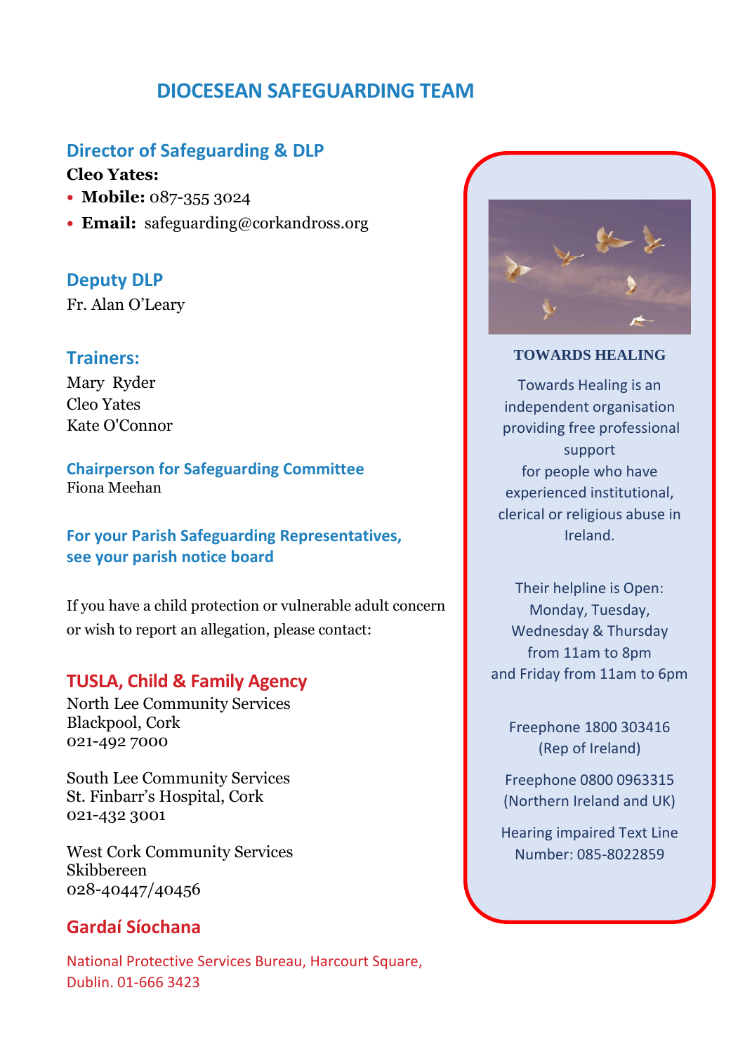# DIOCESEAN SAFEGUARDING TEAM

## Director of Safeguarding & DLP

**Cleo Yates:**

- **Mobile:** 087-355 3024
- **Email:** safeguarding@corkandross.org

## Deputy DLP

Fr. Alan O'Leary

## Trainers:

Mary Ryder
Cleo Yates
Kate O'Connor

### Chairperson for Safeguarding Committee

Fiona Meehan

### For your Parish Safeguarding Representatives, see your parish notice board

If you have a child protection or vulnerable adult concern or wish to report an allegation, please contact:

## TUSLA, Child & Family Agency

North Lee Community Services
Blackpool, Cork
021-492 7000

South Lee Community Services
St. Finbarr's Hospital, Cork
021-432 3001

West Cork Community Services
Skibbereen
028-40447/40456

## Gardaí Síochana

National Protective Services Bureau, Harcourt Square, Dublin. 01-666 3423

**TOWARDS HEALING**

Towards Healing is an independent organisation providing free professional support for people who have experienced institutional, clerical or religious abuse in Ireland.

Their helpline is Open:
Monday, Tuesday, Wednesday & Thursday from 11am to 8pm
and Friday from 11am to 6pm

Freephone 1800 303416
(Rep of Ireland)

Freephone 0800 0963315
(Northern Ireland and UK)

Hearing impaired Text Line Number: 085-8022859